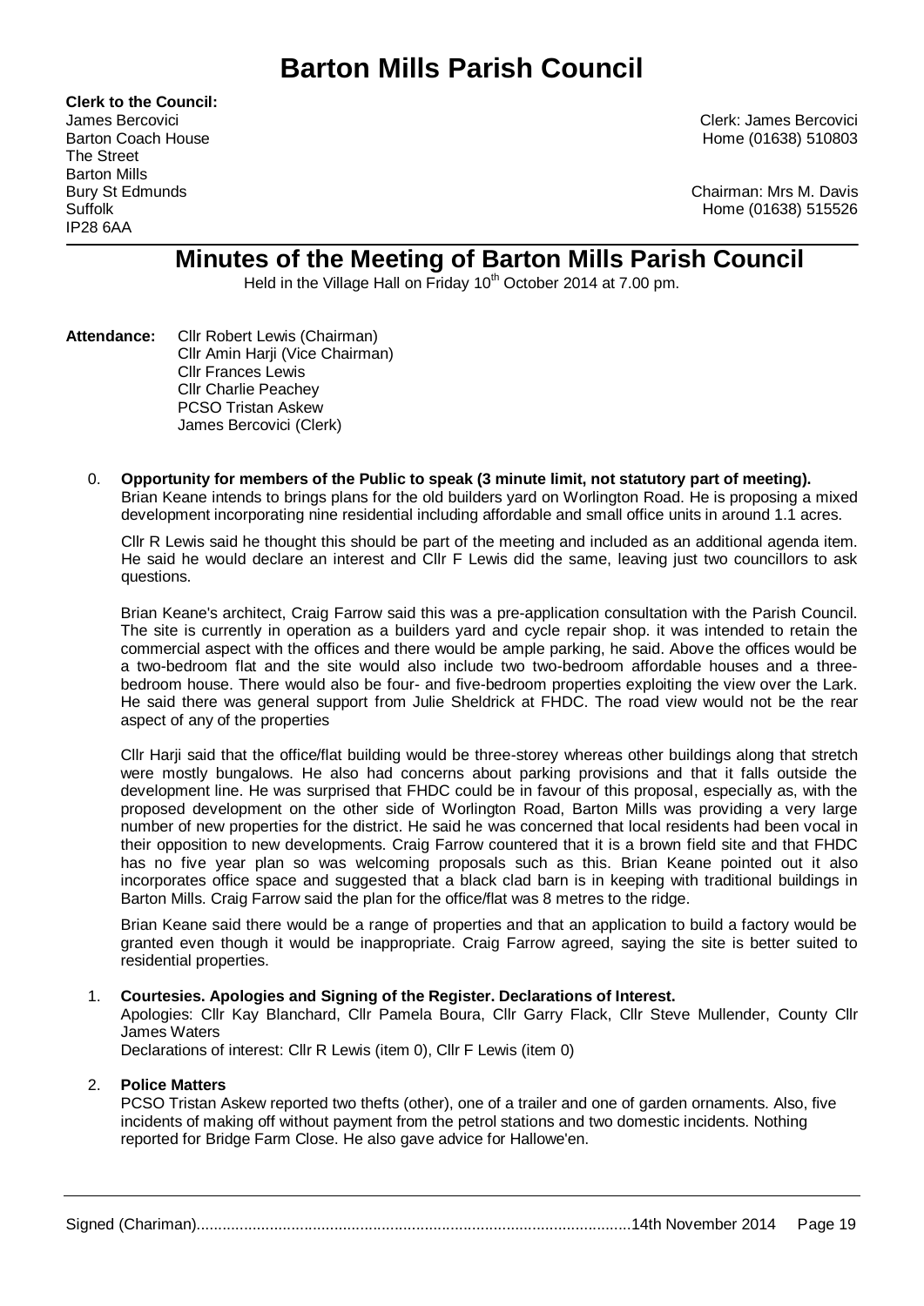# Barton Mills Parish Council

**Clerk to the Council:**
James Bercovici
Barton Coach House
The Street
Barton Mills
Bury St Edmunds
Suffolk
IP28 6AA

Clerk: James Bercovici
Home (01638) 510803

Chairman: Mrs M. Davis
Home (01638) 515526

## Minutes of the Meeting of Barton Mills Parish Council

Held in the Village Hall on Friday 10th October 2014 at 7.00 pm.

**Attendance:** Cllr Robert Lewis (Chairman)
Cllr Amin Harji (Vice Chairman)
Cllr Frances Lewis
Cllr Charlie Peachey
PCSO Tristan Askew
James Bercovici (Clerk)

0. **Opportunity for members of the Public to speak (3 minute limit, not statutory part of meeting).**
Brian Keane intends to brings plans for the old builders yard on Worlington Road. He is proposing a mixed development incorporating nine residential including affordable and small office units in around 1.1 acres.

   Cllr R Lewis said he thought this should be part of the meeting and included as an additional agenda item. He said he would declare an interest and Cllr F Lewis did the same, leaving just two councillors to ask questions.

   Brian Keane's architect, Craig Farrow said this was a pre-application consultation with the Parish Council. The site is currently in operation as a builders yard and cycle repair shop. it was intended to retain the commercial aspect with the offices and there would be ample parking, he said. Above the offices would be a two-bedroom flat and the site would also include two two-bedroom affordable houses and a three-bedroom house. There would also be four- and five-bedroom properties exploiting the view over the Lark. He said there was general support from Julie Sheldrick at FHDC. The road view would not be the rear aspect of any of the properties

   Cllr Harji said that the office/flat building would be three-storey whereas other buildings along that stretch were mostly bungalows. He also had concerns about parking provisions and that it falls outside the development line. He was surprised that FHDC could be in favour of this proposal, especially as, with the proposed development on the other side of Worlington Road, Barton Mills was providing a very large number of new properties for the district. He said he was concerned that local residents had been vocal in their opposition to new developments. Craig Farrow countered that it is a brown field site and that FHDC has no five year plan so was welcoming proposals such as this. Brian Keane pointed out it also incorporates office space and suggested that a black clad barn is in keeping with traditional buildings in Barton Mills. Craig Farrow said the plan for the office/flat was 8 metres to the ridge.

   Brian Keane said there would be a range of properties and that an application to build a factory would be granted even though it would be inappropriate. Craig Farrow agreed, saying the site is better suited to residential properties.

1. **Courtesies. Apologies and Signing of the Register. Declarations of Interest.**
Apologies: Cllr Kay Blanchard, Cllr Pamela Boura, Cllr Garry Flack, Cllr Steve Mullender, County Cllr James Waters
Declarations of interest: Cllr R Lewis (item 0), Cllr F Lewis (item 0)

2. **Police Matters**
PCSO Tristan Askew reported two thefts (other), one of a trailer and one of garden ornaments. Also, five incidents of making off without payment from the petrol stations and two domestic incidents. Nothing reported for Bridge Farm Close. He also gave advice for Hallowe'en.

Signed (Chariman)..................................................................................................14th November 2014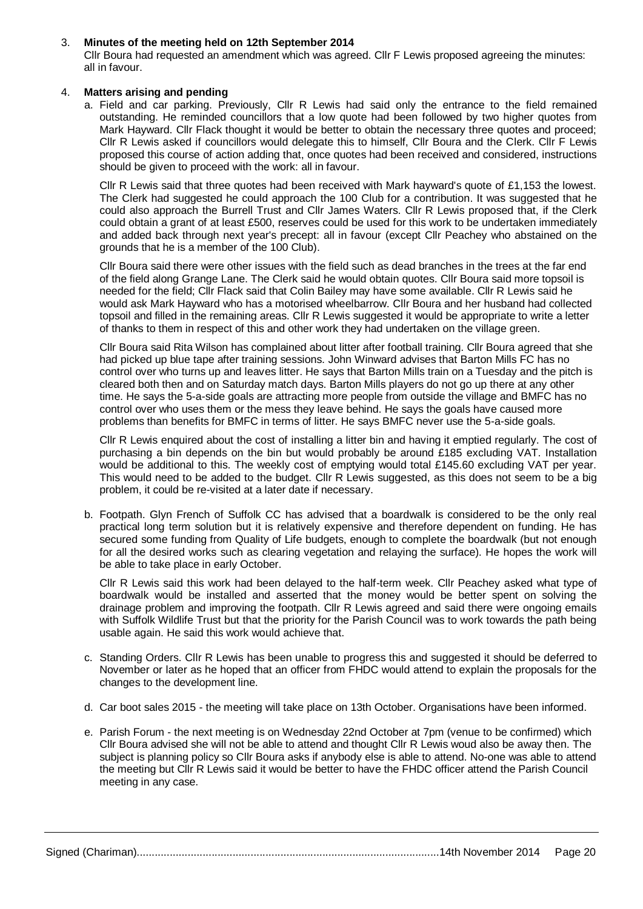3. **Minutes of the meeting held on 12th September 2014**
   Cllr Boura had requested an amendment which was agreed. Cllr F Lewis proposed agreeing the minutes: all in favour.

4. **Matters arising and pending**

   a. Field and car parking. Previously, Cllr R Lewis had said only the entrance to the field remained outstanding. He reminded councillors that a low quote had been followed by two higher quotes from Mark Hayward. Cllr Flack thought it would be better to obtain the necessary three quotes and proceed; Cllr R Lewis asked if councillors would delegate this to himself, Cllr Boura and the Clerk. Cllr F Lewis proposed this course of action adding that, once quotes had been received and considered, instructions should be given to proceed with the work: all in favour.

      Cllr R Lewis said that three quotes had been received with Mark hayward's quote of £1,153 the lowest. The Clerk had suggested he could approach the 100 Club for a contribution. It was suggested that he could also approach the Burrell Trust and Cllr James Waters. Cllr R Lewis proposed that, if the Clerk could obtain a grant of at least £500, reserves could be used for this work to be undertaken immediately and added back through next year's precept: all in favour (except Cllr Peachey who abstained on the grounds that he is a member of the 100 Club).

      Cllr Boura said there were other issues with the field such as dead branches in the trees at the far end of the field along Grange Lane. The Clerk said he would obtain quotes. Cllr Boura said more topsoil is needed for the field; Cllr Flack said that Colin Bailey may have some available. Cllr R Lewis said he would ask Mark Hayward who has a motorised wheelbarrow. Cllr Boura and her husband had collected topsoil and filled in the remaining areas. Cllr R Lewis suggested it would be appropriate to write a letter of thanks to them in respect of this and other work they had undertaken on the village green.

      Cllr Boura said Rita Wilson has complained about litter after football training. Cllr Boura agreed that she had picked up blue tape after training sessions. John Winward advises that Barton Mills FC has no control over who turns up and leaves litter. He says that Barton Mills train on a Tuesday and the pitch is cleared both then and on Saturday match days. Barton Mills players do not go up there at any other time. He says the 5-a-side goals are attracting more people from outside the village and BMFC has no control over who uses them or the mess they leave behind. He says the goals have caused more problems than benefits for BMFC in terms of litter. He says BMFC never use the 5-a-side goals.

      Cllr R Lewis enquired about the cost of installing a litter bin and having it emptied regularly. The cost of purchasing a bin depends on the bin but would probably be around £185 excluding VAT. Installation would be additional to this. The weekly cost of emptying would total £145.60 excluding VAT per year. This would need to be added to the budget. Cllr R Lewis suggested, as this does not seem to be a big problem, it could be re-visited at a later date if necessary.

   b. Footpath. Glyn French of Suffolk CC has advised that a boardwalk is considered to be the only real practical long term solution but it is relatively expensive and therefore dependent on funding. He has secured some funding from Quality of Life budgets, enough to complete the boardwalk (but not enough for all the desired works such as clearing vegetation and relaying the surface). He hopes the work will be able to take place in early October.

      Cllr R Lewis said this work had been delayed to the half-term week. Cllr Peachey asked what type of boardwalk would be installed and asserted that the money would be better spent on solving the drainage problem and improving the footpath. Cllr R Lewis agreed and said there were ongoing emails with Suffolk Wildlife Trust but that the priority for the Parish Council was to work towards the path being usable again. He said this work would achieve that.

   c. Standing Orders. Cllr R Lewis has been unable to progress this and suggested it should be deferred to November or later as he hoped that an officer from FHDC would attend to explain the proposals for the changes to the development line.

   d. Car boot sales 2015 - the meeting will take place on 13th October. Organisations have been informed.

   e. Parish Forum - the next meeting is on Wednesday 22nd October at 7pm (venue to be confirmed) which Cllr Boura advised she will not be able to attend and thought Cllr R Lewis woud also be away then. The subject is planning policy so Cllr Boura asks if anybody else is able to attend. No-one was able to attend the meeting but Cllr R Lewis said it would be better to have the FHDC officer attend the Parish Council meeting in any case.

Signed (Chariman)........................................................................................................14th November 2014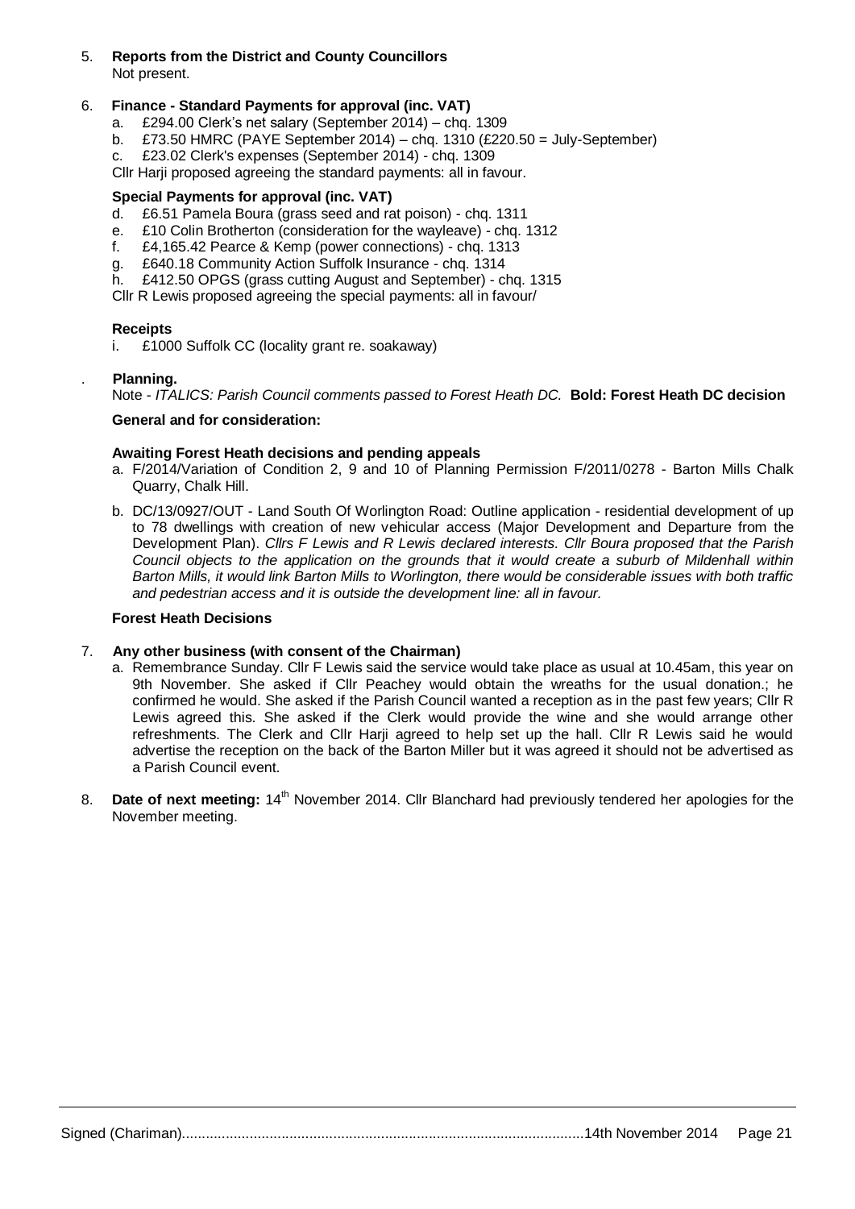5. **Reports from the District and County Councillors**
   Not present.

6. **Finance - Standard Payments for approval (inc. VAT)**
   a. £294.00 Clerk's net salary (September 2014) – chq. 1309
   b. £73.50 HMRC (PAYE September 2014) – chq. 1310 (£220.50 = July-September)
   c. £23.02 Clerk's expenses (September 2014) - chq. 1309

   Cllr Harji proposed agreeing the standard payments: all in favour.

   **Special Payments for approval (inc. VAT)**
   d. £6.51 Pamela Boura (grass seed and rat poison) - chq. 1311
   e. £10 Colin Brotherton (consideration for the wayleave) - chq. 1312
   f. £4,165.42 Pearce & Kemp (power connections) - chq. 1313
   g. £640.18 Community Action Suffolk Insurance - chq. 1314
   h. £412.50 OPGS (grass cutting August and September) - chq. 1315

   Cllr R Lewis proposed agreeing the special payments: all in favour/

   **Receipts**
   i. £1000 Suffolk CC (locality grant re. soakaway)

. **Planning.**

Note - *ITALICS: Parish Council comments passed to Forest Heath DC.* **Bold: Forest Heath DC decision**

**General and for consideration:**

**Awaiting Forest Heath decisions and pending appeals**

a. F/2014/Variation of Condition 2, 9 and 10 of Planning Permission F/2011/0278 - Barton Mills Chalk Quarry, Chalk Hill.

b. DC/13/0927/OUT - Land South Of Worlington Road: Outline application - residential development of up to 78 dwellings with creation of new vehicular access (Major Development and Departure from the Development Plan). *Cllrs F Lewis and R Lewis declared interests. Cllr Boura proposed that the Parish Council objects to the application on the grounds that it would create a suburb of Mildenhall within Barton Mills, it would link Barton Mills to Worlington, there would be considerable issues with both traffic and pedestrian access and it is outside the development line: all in favour.*

**Forest Heath Decisions**

7. **Any other business (with consent of the Chairman)**
   a. Remembrance Sunday. Cllr F Lewis said the service would take place as usual at 10.45am, this year on 9th November. She asked if Cllr Peachey would obtain the wreaths for the usual donation.; he confirmed he would. She asked if the Parish Council wanted a reception as in the past few years; Cllr R Lewis agreed this. She asked if the Clerk would provide the wine and she would arrange other refreshments. The Clerk and Cllr Harji agreed to help set up the hall. Cllr R Lewis said he would advertise the reception on the back of the Barton Miller but it was agreed it should not be advertised as a Parish Council event.

8. **Date of next meeting:** 14th November 2014. Cllr Blanchard had previously tendered her apologies for the November meeting.

Signed (Chariman).....................................................................................................14th November 2014